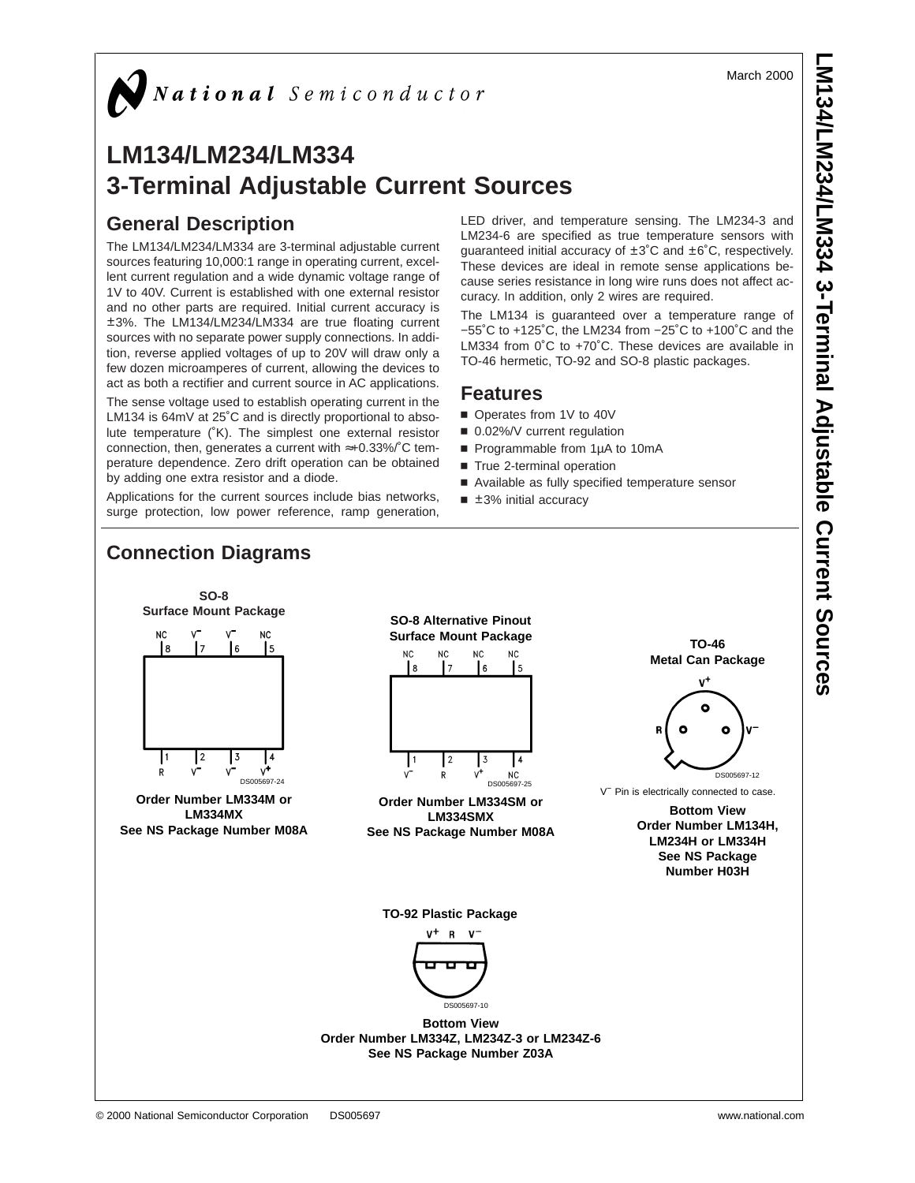March 2000

# LM134/LM234/LM334
# 3-Terminal Adjustable Current Sources

## General Description

The LM134/LM234/LM334 are 3-terminal adjustable current sources featuring 10,000:1 range in operating current, excellent current regulation and a wide dynamic voltage range of 1V to 40V. Current is established with one external resistor and no other parts are required. Initial current accuracy is ±3%. The LM134/LM234/LM334 are true floating current sources with no separate power supply connections. In addition, reverse applied voltages of up to 20V will draw only a few dozen microamperes of current, allowing the devices to act as both a rectifier and current source in AC applications.

The sense voltage used to establish operating current in the LM134 is 64mV at 25˚C and is directly proportional to absolute temperature (˚K). The simplest one external resistor connection, then, generates a current with ≈+0.33%/˚C temperature dependence. Zero drift operation can be obtained by adding one extra resistor and a diode.

Applications for the current sources include bias networks, surge protection, low power reference, ramp generation, LED driver, and temperature sensing. The LM234-3 and LM234-6 are specified as true temperature sensors with guaranteed initial accuracy of ±3˚C and ±6˚C, respectively. These devices are ideal in remote sense applications because series resistance in long wire runs does not affect accuracy. In addition, only 2 wires are required.

The LM134 is guaranteed over a temperature range of −55˚C to +125˚C, the LM234 from −25˚C to +100˚C and the LM334 from 0˚C to +70˚C. These devices are available in TO-46 hermetic, TO-92 and SO-8 plastic packages.

## Features

- Operates from 1V to 40V
- 0.02%/V current regulation
- Programmable from 1μA to 10mA
- True 2-terminal operation
- Available as fully specified temperature sensor
- ±3% initial accuracy

## Connection Diagrams

**SO-8 Surface Mount Package**

Pins: 1 R, 2 V−, 3 V−, 4 V+, 5 NC, 6 V−, 7 V−, 8 NC

DS005697-24

**Order Number LM334M or LM334MX**
**See NS Package Number M08A**

**SO-8 Alternative Pinout Surface Mount Package**

Pins: 1 V−, 2 R, 3 V+, 4 NC, 5 NC, 6 NC, 7 NC, 8 NC

DS005697-25

**Order Number LM334SM or LM334SMX**
**See NS Package Number M08A**

**TO-46 Metal Can Package**

Pins: V+, R, V−

DS005697-12

V− Pin is electrically connected to case.

**Bottom View**
**Order Number LM134H, LM234H or LM334H**
**See NS Package Number H03H**

**TO-92 Plastic Package**

Pins: V+, R, V−

DS005697-10

**Bottom View**
**Order Number LM334Z, LM234Z-3 or LM234Z-6**
**See NS Package Number Z03A**

© 2000 National Semiconductor Corporation DS005697 www.national.com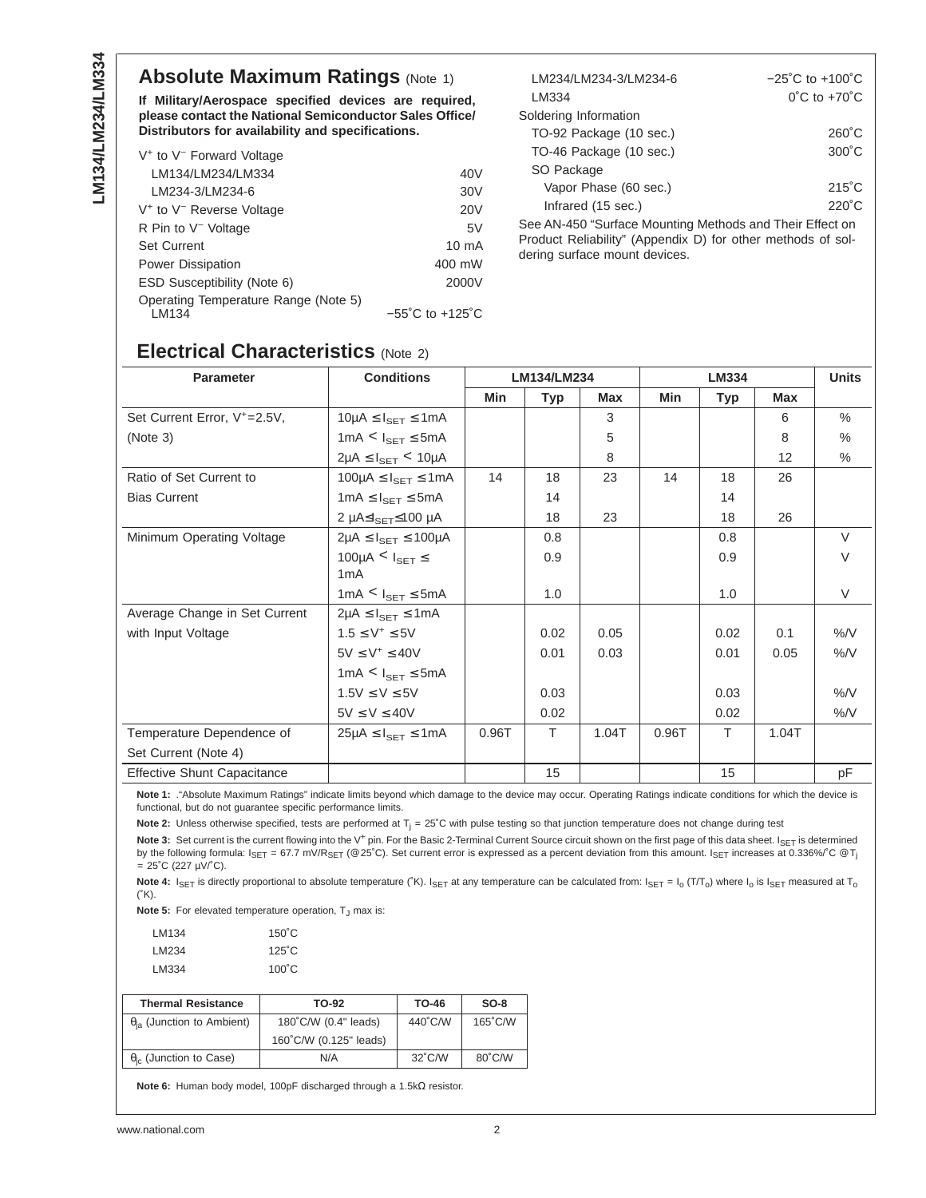## Absolute Maximum Ratings (Note 1)

**If Military/Aerospace specified devices are required, please contact the National Semiconductor Sales Office/ Distributors for availability and specifications.**

| | |
|---|---|
| $V^+$ to $V^-$ Forward Voltage | |
| LM134/LM234/LM334 | 40V |
| LM234-3/LM234-6 | 30V |
| $V^+$ to $V^-$ Reverse Voltage | 20V |
| R Pin to $V^-$ Voltage | 5V |
| Set Current | 10 mA |
| Power Dissipation | 400 mW |
| ESD Susceptibility (Note 6) | 2000V |
| Operating Temperature Range (Note 5) | |
| LM134 | −55˚C to +125˚C |
| LM234/LM234-3/LM234-6 | −25˚C to +100˚C |
| LM334 | 0˚C to +70˚C |
| Soldering Information | |
| TO-92 Package (10 sec.) | 260˚C |
| TO-46 Package (10 sec.) | 300˚C |
| SO Package | |
| Vapor Phase (60 sec.) | 215˚C |
| Infrared (15 sec.) | 220˚C |

See AN-450 "Surface Mounting Methods and Their Effect on Product Reliability" (Appendix D) for other methods of soldering surface mount devices.

## Electrical Characteristics (Note 2)

| Parameter | Conditions | LM134/LM234 | | | LM334 | | | Units |
|---|---|---|---|---|---|---|---|---|
| | | Min | Typ | Max | Min | Typ | Max | |
| Set Current Error, $V^+$=2.5V, | $10\mu A \leq I_{SET} \leq 1mA$ | | | 3 | | | 6 | % |
| (Note 3) | $1mA < I_{SET} \leq 5mA$ | | | 5 | | | 8 | % |
| | $2\mu A \leq I_{SET} < 10\mu A$ | | | 8 | | | 12 | % |
| Ratio of Set Current to | $100\mu A \leq I_{SET} \leq 1mA$ | 14 | 18 | 23 | 14 | 18 | 26 | |
| Bias Current | $1mA \leq I_{SET} \leq 5mA$ | | 14 | | | 14 | | |
| | $2\ \mu A \leq I_{SET} \leq 100\ \mu A$ | | 18 | 23 | | 18 | 26 | |
| Minimum Operating Voltage | $2\mu A \leq I_{SET} \leq 100\mu A$ | | 0.8 | | | 0.8 | | V |
| | $100\mu A < I_{SET} \leq 1mA$ | | 0.9 | | | 0.9 | | V |
| | $1mA < I_{SET} \leq 5mA$ | | 1.0 | | | 1.0 | | V |
| Average Change in Set Current | $2\mu A \leq I_{SET} \leq 1mA$ | | | | | | | |
| with Input Voltage | $1.5 \leq V^+ \leq 5V$ | | 0.02 | 0.05 | | 0.02 | 0.1 | %/V |
| | $5V \leq V^+ \leq 40V$ | | 0.01 | 0.03 | | 0.01 | 0.05 | %/V |
| | $1mA < I_{SET} \leq 5mA$ | | | | | | | |
| | $1.5V \leq V \leq 5V$ | | 0.03 | | | 0.03 | | %/V |
| | $5V \leq V \leq 40V$ | | 0.02 | | | 0.02 | | %/V |
| Temperature Dependence of Set Current (Note 4) | $25\mu A \leq I_{SET} \leq 1mA$ | 0.96T | T | 1.04T | 0.96T | T | 1.04T | |
| Effective Shunt Capacitance | | | 15 | | | 15 | | pF |

**Note 1:** ."Absolute Maximum Ratings" indicate limits beyond which damage to the device may occur. Operating Ratings indicate conditions for which the device is functional, but do not guarantee specific performance limits.

**Note 2:** Unless otherwise specified, tests are performed at $T_j$ = 25˚C with pulse testing so that junction temperature does not change during test

**Note 3:** Set current is the current flowing into the $V^+$ pin. For the Basic 2-Terminal Current Source circuit shown on the first page of this data sheet. $I_{SET}$ is determined by the following formula: $I_{SET}$ = 67.7 mV/$R_{SET}$ (@25˚C). Set current error is expressed as a percent deviation from this amount. $I_{SET}$ increases at 0.336%/˚C @$T_j$ = 25˚C (227 μV/˚C).

**Note 4:** $I_{SET}$ is directly proportional to absolute temperature (˚K). $I_{SET}$ at any temperature can be calculated from: $I_{SET} = I_o (T/T_o)$ where $I_o$ is $I_{SET}$ measured at $T_o$ (˚K).

**Note 5:** For elevated temperature operation, $T_J$ max is:

| | |
|---|---|
| LM134 | 150˚C |
| LM234 | 125˚C |
| LM334 | 100˚C |

| Thermal Resistance | TO-92 | TO-46 | SO-8 |
|---|---|---|---|
| $\theta_{ja}$ (Junction to Ambient) | 180˚C/W (0.4" leads) | 440˚C/W | 165˚C/W |
| | 160˚C/W (0.125" leads) | | |
| $\theta_{jc}$ (Junction to Case) | N/A | 32˚C/W | 80˚C/W |

**Note 6:** Human body model, 100pF discharged through a 1.5kΩ resistor.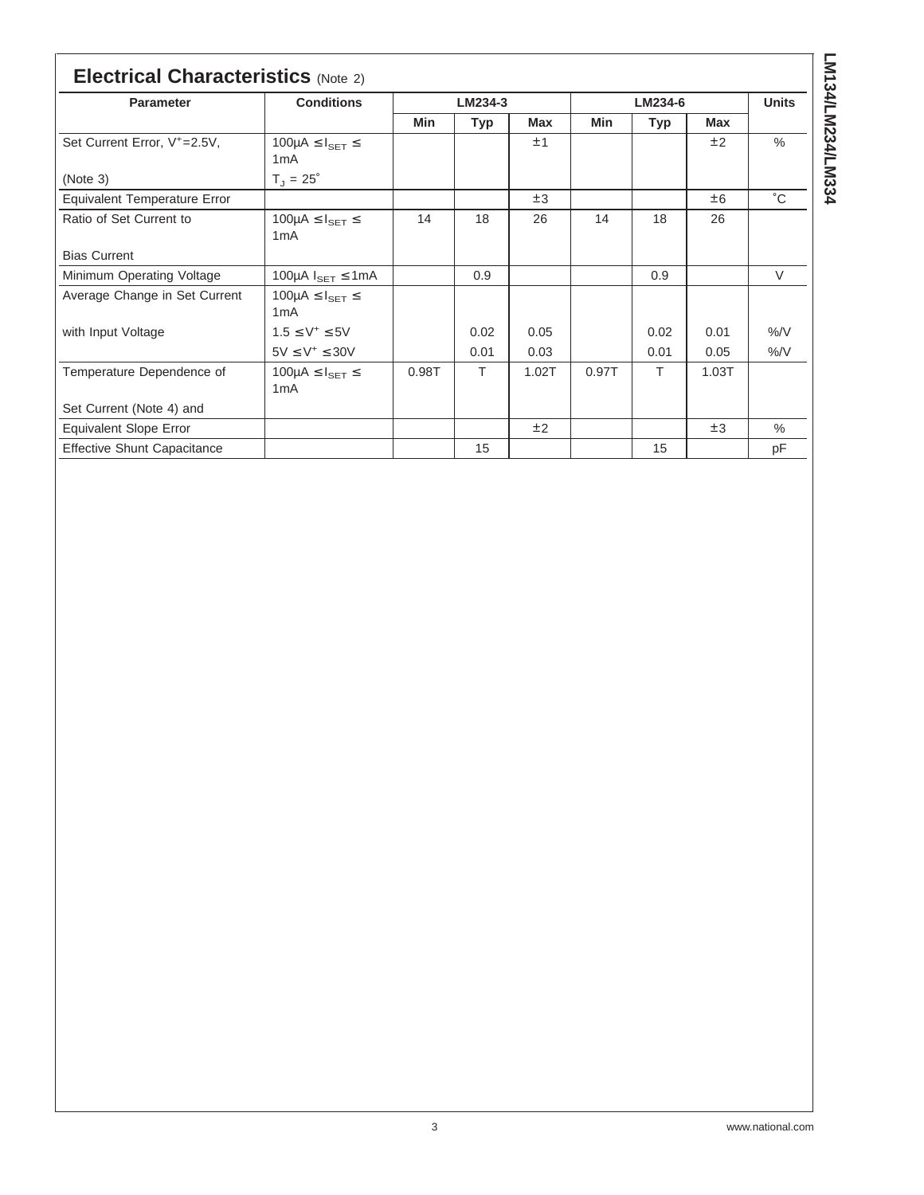## Electrical Characteristics (Note 2)

| Parameter | Conditions | LM234-3 | | | LM234-6 | | | Units |
|---|---|---|---|---|---|---|---|---|
| | | Min | Typ | Max | Min | Typ | Max | |
| Set Current Error, $V^+$=2.5V, (Note 3) | $100\mu A \leq I_{SET} \leq$ 1mA $T_J = 25^\circ$ | | | ±1 | | | ±2 | % |
| Equivalent Temperature Error | | | | ±3 | | | ±6 | °C |
| Ratio of Set Current to Bias Current | $100\mu A \leq I_{SET} \leq$ 1mA | 14 | 18 | 26 | 14 | 18 | 26 | |
| Minimum Operating Voltage | $100\mu A\ I_{SET} \leq 1mA$ | | 0.9 | | | 0.9 | | V |
| Average Change in Set Current with Input Voltage | $100\mu A \leq I_{SET} \leq$ 1mA | | | | | | | |
| | $1.5 \leq V^+ \leq 5V$ | | 0.02 | 0.05 | | 0.02 | 0.01 | %/V |
| | $5V \leq V^+ \leq 30V$ | | 0.01 | 0.03 | | 0.01 | 0.05 | %/V |
| Temperature Dependence of Set Current (Note 4) and | $100\mu A \leq I_{SET} \leq$ 1mA | 0.98T | T | 1.02T | 0.97T | T | 1.03T | |
| Equivalent Slope Error | | | | ±2 | | | ±3 | % |
| Effective Shunt Capacitance | | | 15 | | | 15 | | pF |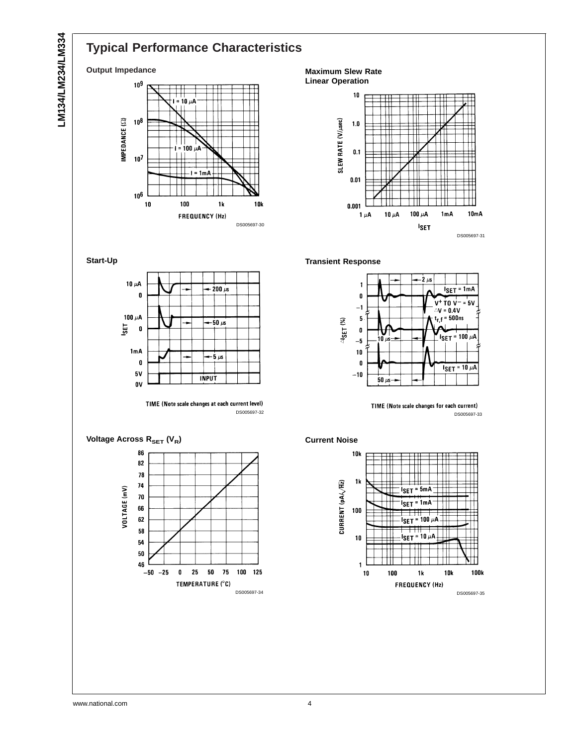## Typical Performance Characteristics

**Output Impedance**

DS005697-30

**Maximum Slew Rate Linear Operation**

DS005697-31

**Start-Up**

DS005697-32

**Transient Response**

DS005697-33

**Voltage Across $R_{SET}$ ($V_R$)**

DS005697-34

**Current Noise**

DS005697-35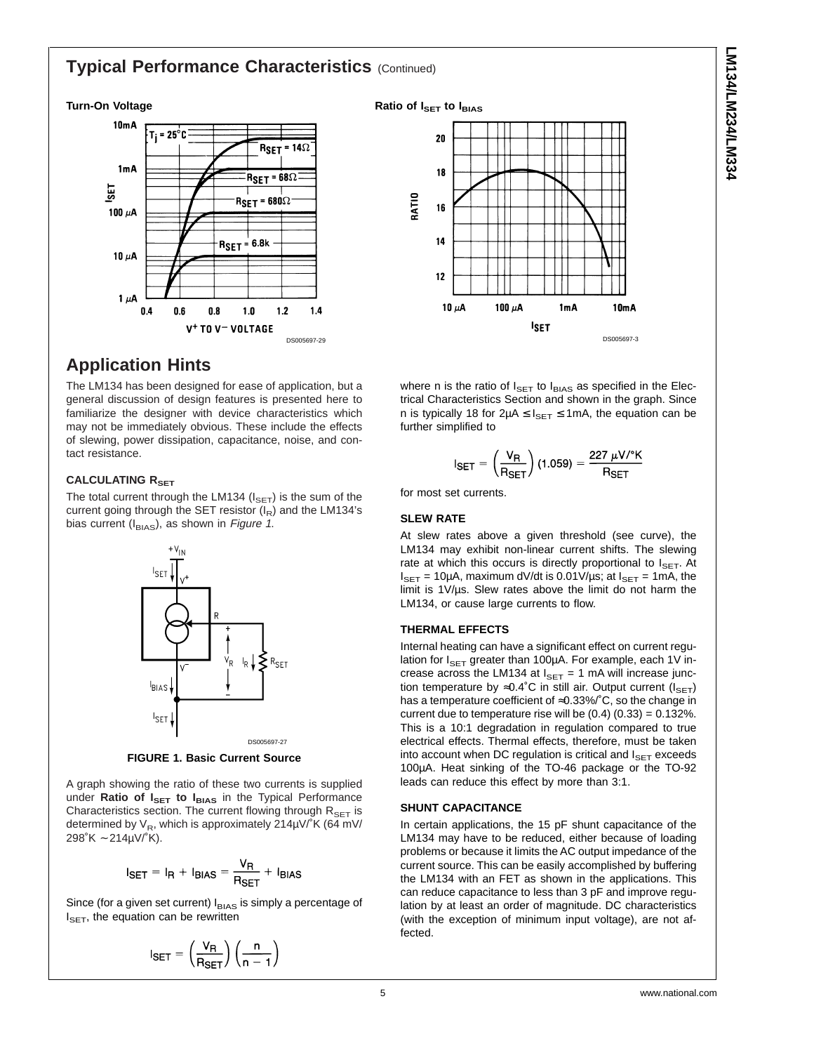## Typical Performance Characteristics (Continued)

**Turn-On Voltage**

DS005697-29

**Ratio of $I_{SET}$ to $I_{BIAS}$**

DS005697-3

## Application Hints

The LM134 has been designed for ease of application, but a general discussion of design features is presented here to familiarize the designer with device characteristics which may not be immediately obvious. These include the effects of slewing, power dissipation, capacitance, noise, and contact resistance.

### CALCULATING $R_{SET}$

The total current through the LM134 ($I_{SET}$) is the sum of the current going through the SET resistor ($I_R$) and the LM134's bias current ($I_{BIAS}$), as shown in *Figure 1*.

DS005697-27

**FIGURE 1. Basic Current Source**

A graph showing the ratio of these two currents is supplied under **Ratio of $I_{SET}$ to $I_{BIAS}$** in the Typical Performance Characteristics section. The current flowing through $R_{SET}$ is determined by $V_R$, which is approximately 214µV/˚K (64 mV/298˚K ∼214µV/˚K).

$$I_{SET} = I_R + I_{BIAS} = \frac{V_R}{R_{SET}} + I_{BIAS}$$

Since (for a given set current) $I_{BIAS}$ is simply a percentage of $I_{SET}$, the equation can be rewritten

$$I_{SET} = \left(\frac{V_R}{R_{SET}}\right)\left(\frac{n}{n-1}\right)$$

where n is the ratio of $I_{SET}$ to $I_{BIAS}$ as specified in the Electrical Characteristics Section and shown in the graph. Since n is typically 18 for 2µA ≤ $I_{SET}$ ≤ 1mA, the equation can be further simplified to

$$I_{SET} = \left(\frac{V_R}{R_{SET}}\right)(1.059) = \frac{227\ \mu V/°K}{R_{SET}}$$

for most set currents.

### SLEW RATE

At slew rates above a given threshold (see curve), the LM134 may exhibit non-linear current shifts. The slewing rate at which this occurs is directly proportional to $I_{SET}$. At $I_{SET}$ = 10µA, maximum dV/dt is 0.01V/µs; at $I_{SET}$ = 1mA, the limit is 1V/µs. Slew rates above the limit do not harm the LM134, or cause large currents to flow.

### THERMAL EFFECTS

Internal heating can have a significant effect on current regulation for $I_{SET}$ greater than 100µA. For example, each 1V increase across the LM134 at $I_{SET}$ = 1 mA will increase junction temperature by ≈0.4˚C in still air. Output current ($I_{SET}$) has a temperature coefficient of ≈0.33%/˚C, so the change in current due to temperature rise will be (0.4) (0.33) = 0.132%. This is a 10:1 degradation in regulation compared to true electrical effects. Thermal effects, therefore, must be taken into account when DC regulation is critical and $I_{SET}$ exceeds 100µA. Heat sinking of the TO-46 package or the TO-92 leads can reduce this effect by more than 3:1.

### SHUNT CAPACITANCE

In certain applications, the 15 pF shunt capacitance of the LM134 may have to be reduced, either because of loading problems or because it limits the AC output impedance of the current source. This can be easily accomplished by buffering the LM134 with an FET as shown in the applications. This can reduce capacitance to less than 3 pF and improve regulation by at least an order of magnitude. DC characteristics (with the exception of minimum input voltage), are not affected.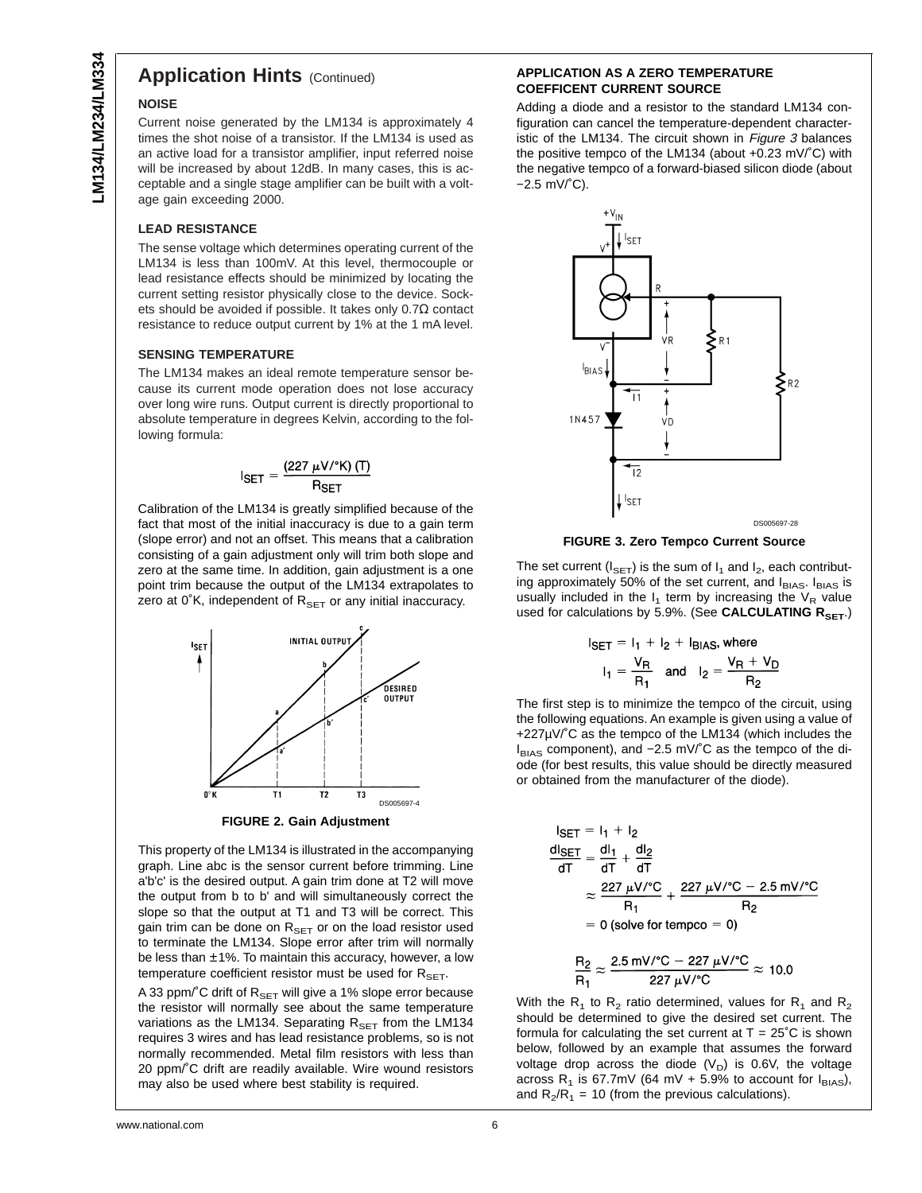## Application Hints (Continued)

### NOISE

Current noise generated by the LM134 is approximately 4 times the shot noise of a transistor. If the LM134 is used as an active load for a transistor amplifier, input referred noise will be increased by about 12dB. In many cases, this is acceptable and a single stage amplifier can be built with a voltage gain exceeding 2000.

### LEAD RESISTANCE

The sense voltage which determines operating current of the LM134 is less than 100mV. At this level, thermocouple or lead resistance effects should be minimized by locating the current setting resistor physically close to the device. Sockets should be avoided if possible. It takes only 0.7Ω contact resistance to reduce output current by 1% at the 1 mA level.

### SENSING TEMPERATURE

The LM134 makes an ideal remote temperature sensor because its current mode operation does not lose accuracy over long wire runs. Output current is directly proportional to absolute temperature in degrees Kelvin, according to the following formula:

$$I_{SET} = \frac{(227\ \mu V/°K)\ (T)}{R_{SET}}$$

Calibration of the LM134 is greatly simplified because of the fact that most of the initial inaccuracy is due to a gain term (slope error) and not an offset. This means that a calibration consisting of a gain adjustment only will trim both slope and zero at the same time. In addition, gain adjustment is a one point trim because the output of the LM134 extrapolates to zero at 0˚K, independent of $R_{SET}$ or any initial inaccuracy.

**FIGURE 2. Gain Adjustment**

This property of the LM134 is illustrated in the accompanying graph. Line abc is the sensor current before trimming. Line a'b'c' is the desired output. A gain trim done at T2 will move the output from b to b' and will simultaneously correct the slope so that the output at T1 and T3 will be correct. This gain trim can be done on $R_{SET}$ or on the load resistor used to terminate the LM134. Slope error after trim will normally be less than ±1%. To maintain this accuracy, however, a low temperature coefficient resistor must be used for $R_{SET}$.

A 33 ppm/˚C drift of $R_{SET}$ will give a 1% slope error because the resistor will normally see about the same temperature variations as the LM134. Separating $R_{SET}$ from the LM134 requires 3 wires and has lead resistance problems, so is not normally recommended. Metal film resistors with less than 20 ppm/˚C drift are readily available. Wire wound resistors may also be used where best stability is required.

### APPLICATION AS A ZERO TEMPERATURE COEFFICENT CURRENT SOURCE

Adding a diode and a resistor to the standard LM134 configuration can cancel the temperature-dependent characteristic of the LM134. The circuit shown in *Figure 3* balances the positive tempco of the LM134 (about +0.23 mV/˚C) with the negative tempco of a forward-biased silicon diode (about −2.5 mV/˚C).

**FIGURE 3. Zero Tempco Current Source**

The set current ($I_{SET}$) is the sum of $I_1$ and $I_2$, each contributing approximately 50% of the set current, and $I_{BIAS}$. $I_{BIAS}$ is usually included in the $I_1$ term by increasing the $V_R$ value used for calculations by 5.9%. (See **CALCULATING $R_{SET}$**.)

$$I_{SET} = I_1 + I_2 + I_{BIAS}, \text{ where}$$

$$I_1 = \frac{V_R}{R_1} \quad \text{and} \quad I_2 = \frac{V_R + V_D}{R_2}$$

The first step is to minimize the tempco of the circuit, using the following equations. An example is given using a value of +227µV/˚C as the tempco of the LM134 (which includes the $I_{BIAS}$ component), and −2.5 mV/˚C as the tempco of the diode (for best results, this value should be directly measured or obtained from the manufacturer of the diode).

$$I_{SET} = I_1 + I_2$$

$$\frac{dI_{SET}}{dT} = \frac{dI_1}{dT} + \frac{dI_2}{dT}$$

$$\approx \frac{227\ \mu V/°C}{R_1} + \frac{227\ \mu V/°C - 2.5\ mV/°C}{R_2}$$

$$= 0 \text{ (solve for tempco = 0)}$$

$$\frac{R_2}{R_1} \approx \frac{2.5\ mV/°C - 227\ \mu V/°C}{227\ \mu V/°C} \approx 10.0$$

With the $R_1$ to $R_2$ ratio determined, values for $R_1$ and $R_2$ should be determined to give the desired set current. The formula for calculating the set current at T = 25˚C is shown below, followed by an example that assumes the forward voltage drop across the diode ($V_D$) is 0.6V, the voltage across $R_1$ is 67.7mV (64 mV + 5.9% to account for $I_{BIAS}$), and $R_2/R_1$ = 10 (from the previous calculations).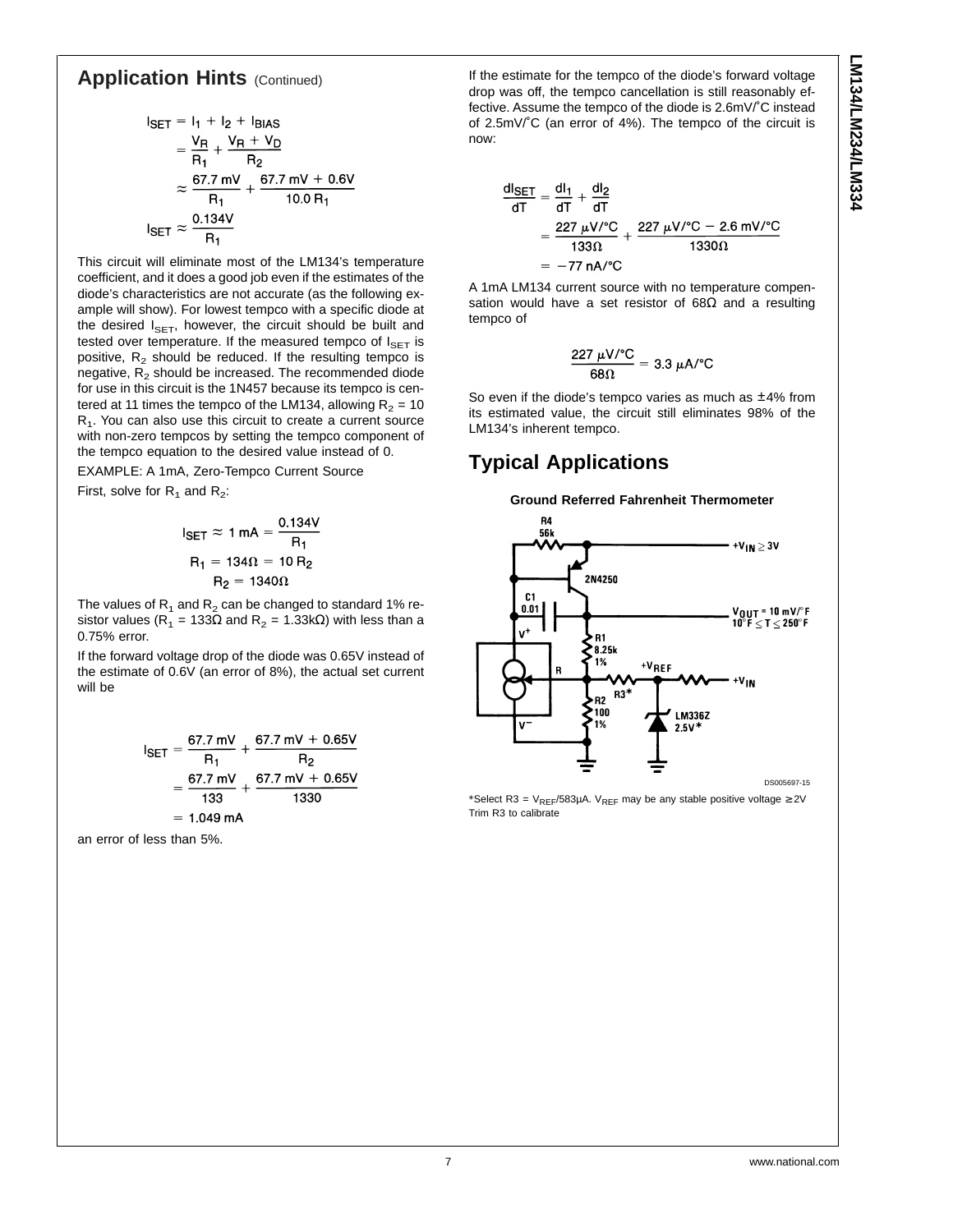## Application Hints (Continued)

$$I_{SET} = I_1 + I_2 + I_{BIAS}$$
$$= \frac{V_R}{R_1} + \frac{V_R + V_D}{R_2}$$
$$\approx \frac{67.7\text{ mV}}{R_1} + \frac{67.7\text{ mV} + 0.6\text{V}}{10.0\, R_1}$$
$$I_{SET} \approx \frac{0.134\text{V}}{R_1}$$

This circuit will eliminate most of the LM134's temperature coefficient, and it does a good job even if the estimates of the diode's characteristics are not accurate (as the following example will show). For lowest tempco with a specific diode at the desired $I_{SET}$, however, the circuit should be built and tested over temperature. If the measured tempco of $I_{SET}$ is positive, $R_2$ should be reduced. If the resulting tempco is negative, $R_2$ should be increased. The recommended diode for use in this circuit is the 1N457 because its tempco is centered at 11 times the tempco of the LM134, allowing $R_2 = 10\, R_1$. You can also use this circuit to create a current source with non-zero tempcos by setting the tempco component of the tempco equation to the desired value instead of 0.

EXAMPLE: A 1mA, Zero-Tempco Current Source

First, solve for $R_1$ and $R_2$:

$$I_{SET} \approx 1\text{ mA} = \frac{0.134\text{V}}{R_1}$$
$$R_1 = 134\Omega = 10\, R_2$$
$$R_2 = 1340\Omega$$

The values of $R_1$ and $R_2$ can be changed to standard 1% resistor values ($R_1$ = 133Ω and $R_2$ = 1.33kΩ) with less than a 0.75% error.

If the forward voltage drop of the diode was 0.65V instead of the estimate of 0.6V (an error of 8%), the actual set current will be

$$I_{SET} = \frac{67.7\text{ mV}}{R_1} + \frac{67.7\text{ mV} + 0.65\text{V}}{R_2}$$
$$= \frac{67.7\text{ mV}}{133} + \frac{67.7\text{ mV} + 0.65\text{V}}{1330}$$
$$= 1.049\text{ mA}$$

an error of less than 5%.

If the estimate for the tempco of the diode's forward voltage drop was off, the tempco cancellation is still reasonably effective. Assume the tempco of the diode is 2.6mV/°C instead of 2.5mV/°C (an error of 4%). The tempco of the circuit is now:

$$\frac{dI_{SET}}{dT} = \frac{dI_1}{dT} + \frac{dI_2}{dT}$$
$$= \frac{227\ \mu\text{V/°C}}{133\Omega} + \frac{227\ \mu\text{V/°C} - 2.6\text{ mV/°C}}{1330\Omega}$$
$$= -77\text{ nA/°C}$$

A 1mA LM134 current source with no temperature compensation would have a set resistor of 68Ω and a resulting tempco of

$$\frac{227\ \mu\text{V/°C}}{68\Omega} = 3.3\ \mu\text{A/°C}$$

So even if the diode's tempco varies as much as ±4% from its estimated value, the circuit still eliminates 98% of the LM134's inherent tempco.

## Typical Applications

**Ground Referred Fahrenheit Thermometer**

R4 56k; 2N4250; C1 0.01; R1 8.25k 1%; R2 100 1%; R3*; LM336Z 2.5V*; $+V_{IN} \geq 3V$; $V_{OUT}$ = 10 mV/°F, 10°F ≤ T ≤ 250°F; $+V_{REF}$; $+V_{IN}$

DS005697-15

*Select R3 = $V_{REF}$/583µA. $V_{REF}$ may be any stable positive voltage ≥2V
Trim R3 to calibrate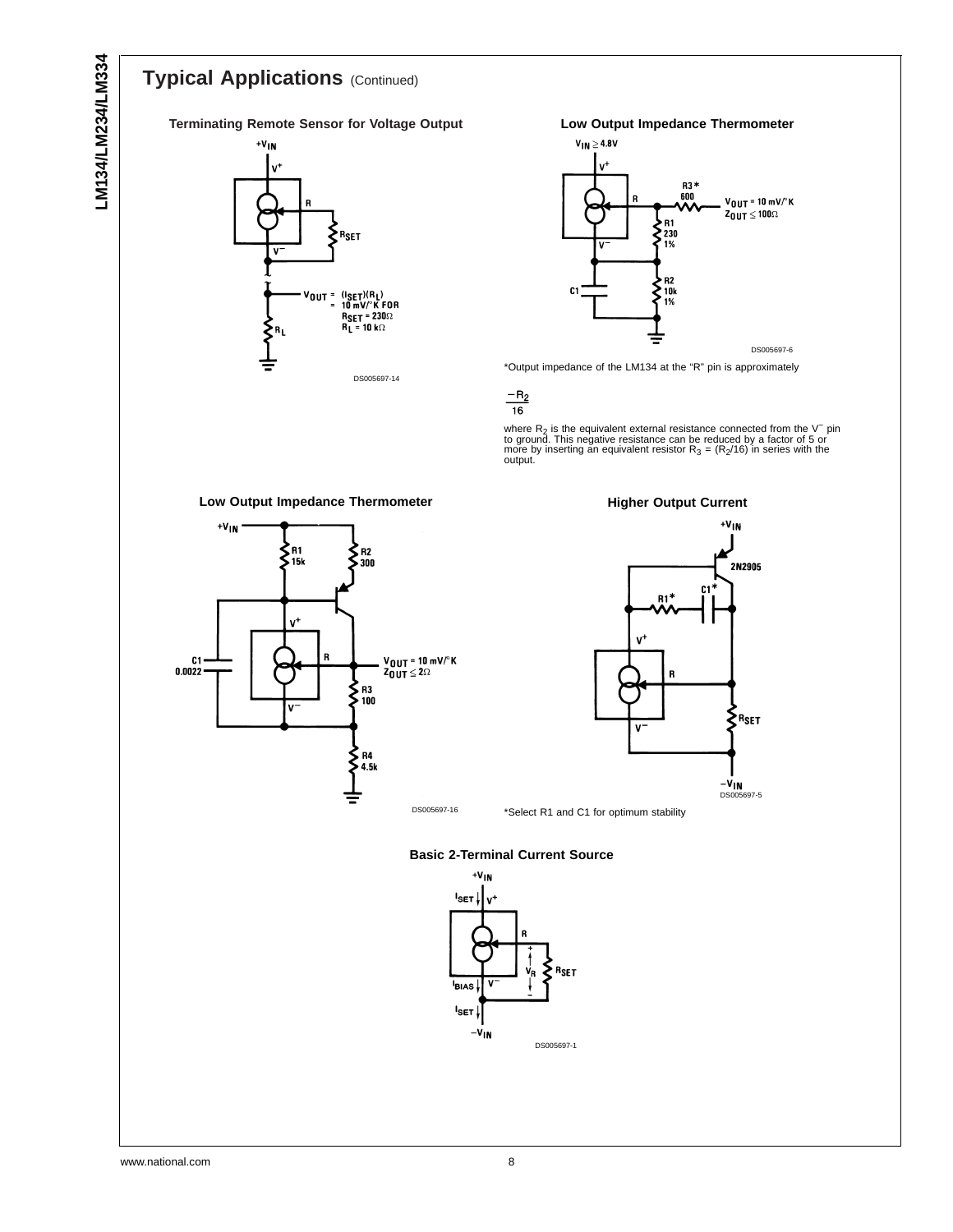## Typical Applications (Continued)

**Terminating Remote Sensor for Voltage Output**

$V_{OUT} = (I_{SET})(R_L)$
$= 10\ mV/°K$ FOR
$R_{SET} = 230\Omega$
$R_L = 10\ k\Omega$

DS005697-14

**Low Output Impedance Thermometer**

$V_{IN} \geq 4.8V$

$V_{OUT} = 10\ mV/°K$
$Z_{OUT} \leq 100\Omega$

DS005697-6

*Output impedance of the LM134 at the "R" pin is approximately

$$\frac{-R_2}{16}$$

where $R_2$ is the equivalent external resistance connected from the $V^-$ pin to ground. This negative resistance can be reduced by a factor of 5 or more by inserting an equivalent resistor $R_3 = (R_2/16)$ in series with the output.

**Low Output Impedance Thermometer**

$V_{OUT} = 10\ mV/°K$
$Z_{OUT} \leq 2\Omega$

DS005697-16

**Higher Output Current**

DS005697-5

*Select R1 and C1 for optimum stability

**Basic 2-Terminal Current Source**

DS005697-1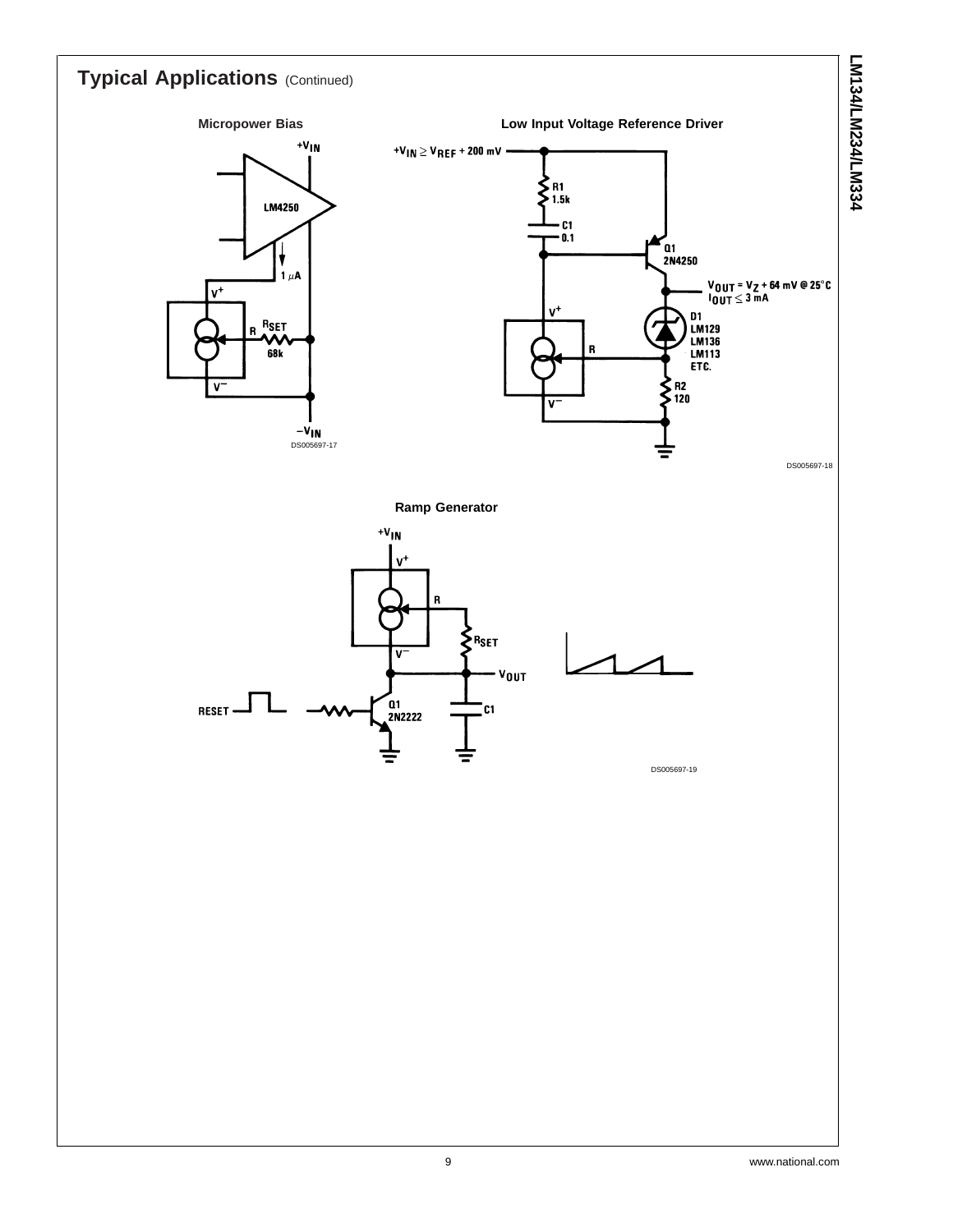## Typical Applications (Continued)

**Micropower Bias**

DS005697-17

**Low Input Voltage Reference Driver**

DS005697-18

**Ramp Generator**

DS005697-19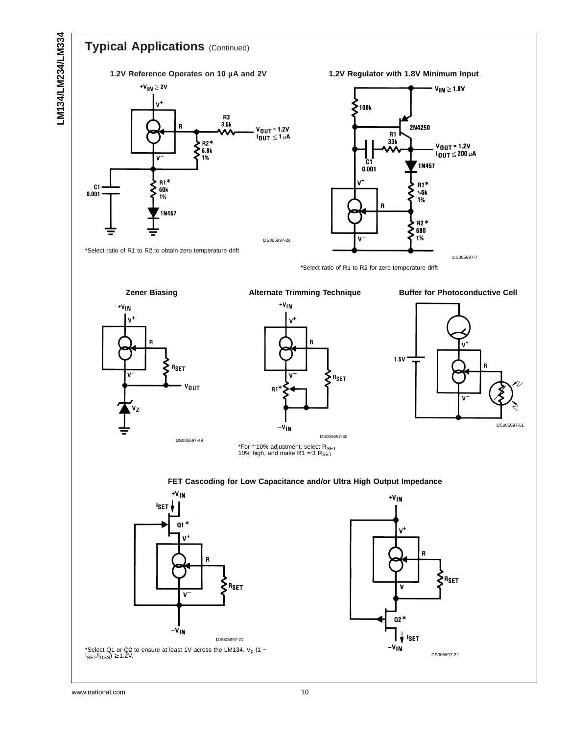## Typical Applications (Continued)

**1.2V Reference Operates on 10 µA and 2V**

DS005697-20

*Select ratio of R1 to R2 to obtain zero temperature drift

**1.2V Regulator with 1.8V Minimum Input**

DS005697-7

*Select ratio of R1 to R2 for zero temperature drift

**Zener Biasing**

DS005697-49

**Alternate Trimming Technique**

DS005697-50

*For ±10% adjustment, select $R_{SET}$ 10% high, and make R1 ≈ 3 $R_{SET}$

**Buffer for Photoconductive Cell**

DS005697-51

**FET Cascoding for Low Capacitance and/or Ultra High Output Impedance**

DS005697-21

DS005697-22

*Select Q1 or Q2 to ensure at least 1V across the LM134. $V_p$ (1 − $I_{SET}/I_{DSS}$) ≥ 1.2V.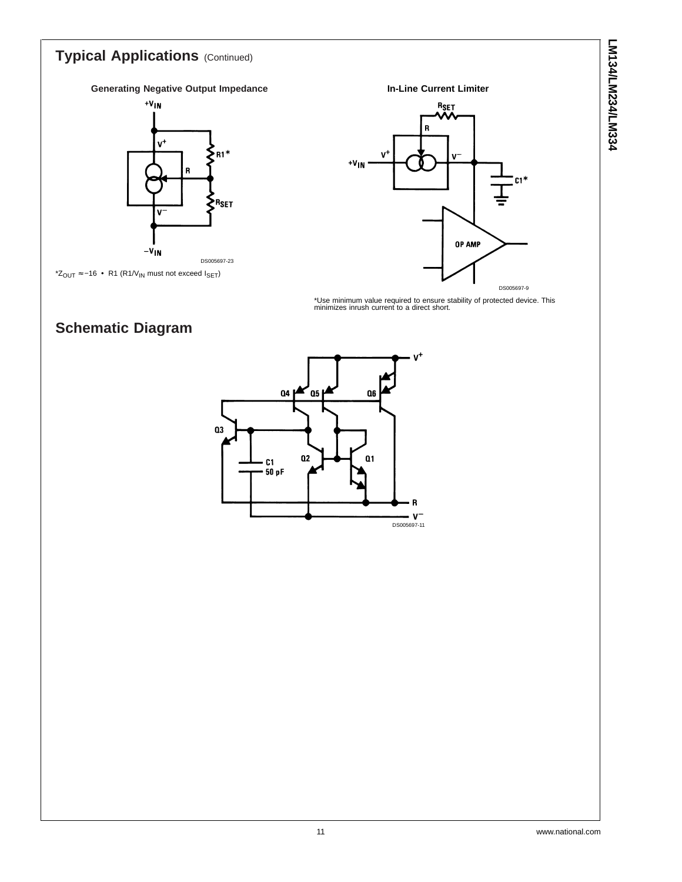## Typical Applications (Continued)

**Generating Negative Output Impedance**

DS005697-23

*$Z_{OUT} \approx -16 \bullet R1$ ($R1/V_{IN}$ must not exceed $I_{SET}$)

**In-Line Current Limiter**

DS005697-9

*Use minimum value required to ensure stability of protected device. This minimizes inrush current to a direct short.

## Schematic Diagram

DS005697-11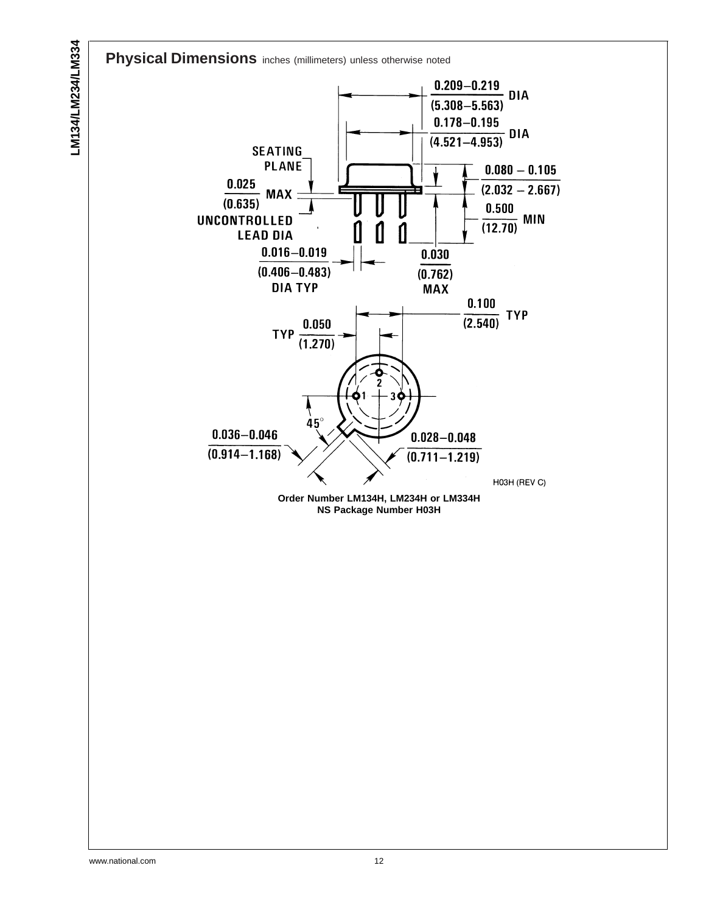## Physical Dimensions inches (millimeters) unless otherwise noted

0.209–0.219 (5.308–5.563) DIA

0.178–0.195 (4.521–4.953) DIA

SEATING PLANE

0.025 (0.635) MAX

UNCONTROLLED LEAD DIA

0.080 – 0.105 (2.032 – 2.667)

0.500 (12.70) MIN

0.016–0.019 (0.406–0.483) DIA TYP

0.030 (0.762) MAX

0.100 (2.540) TYP

TYP 0.050 (1.270)

45°

0.036–0.046 (0.914–1.168)

0.028–0.048 (0.711–1.219)

H03H (REV C)

**Order Number LM134H, LM234H or LM334H**
**NS Package Number H03H**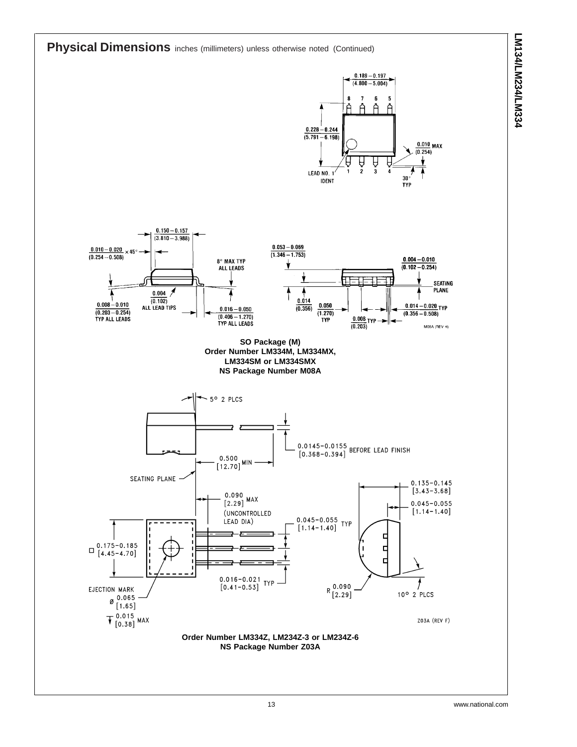## Physical Dimensions inches (millimeters) unless otherwise noted (Continued)

0.189 − 0.197 (4.800 − 5.004)

8 7 6 5

0.228 − 0.244 (5.791 − 6.198)

0.010 MAX (0.254)

LEAD NO. 1 IDENT

1 2 3 4

30° TYP

0.150 − 0.157 (3.810 − 3.988)

0.010 − 0.020 (0.254 − 0.508) × 45°

8° MAX TYP ALL LEADS

0.004 (0.102) ALL LEAD TIPS

0.008 − 0.010 (0.203 − 0.254) TYP ALL LEADS

0.016 − 0.050 (0.406 − 1.270) TYP ALL LEADS

0.053 − 0.069 (1.346 − 1.753)

0.004 − 0.010 (0.102 − 0.254)

SEATING PLANE

0.014 (0.356)

0.050 (1.270) TYP

0.014 − 0.020 TYP (0.356 − 0.508)

0.008 TYP (0.203)

M08A (REV H)

**SO Package (M)**
**Order Number LM334M, LM334MX, LM334SM or LM334SMX**
**NS Package Number M08A**

5° 2 PLCS

0.0145-0.0155 [0.368-0.394] BEFORE LEAD FINISH

0.500 [12.70] MIN

SEATING PLANE

0.090 [2.29] MAX (UNCONTROLLED LEAD DIA)

0.135-0.145 [3.43-3.68]

0.045-0.055 [1.14-1.40]

0.045-0.055 [1.14-1.40] TYP

□ 0.175-0.185 [4.45-4.70]

0.016-0.021 [0.41-0.53] TYP

EJECTION MARK Ø 0.065 [1.65]

0.015 [0.38] MAX

R 0.090 [2.29]

10° 2 PLCS

Z03A (REV F)

**Order Number LM334Z, LM234Z-3 or LM234Z-6**
**NS Package Number Z03A**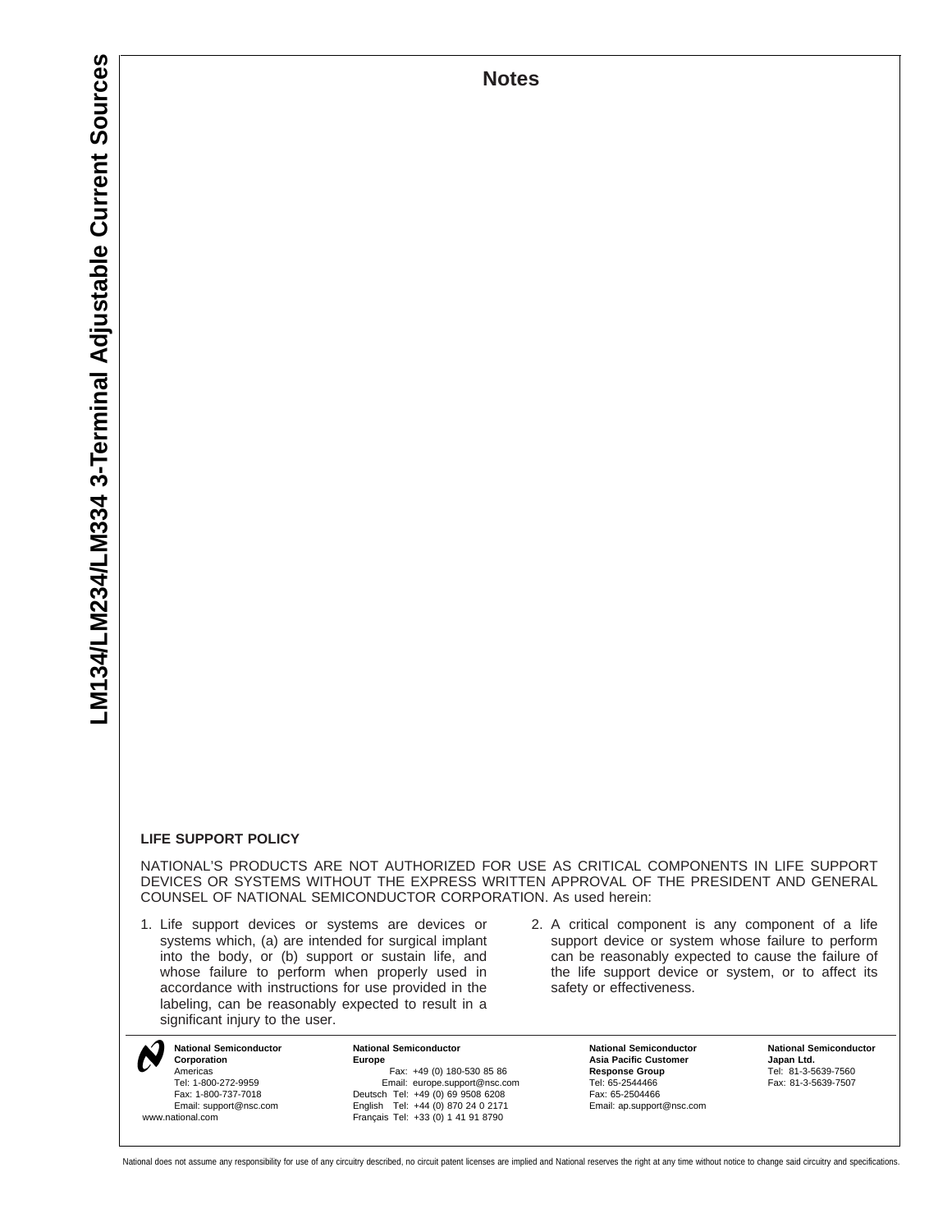## Notes

**LIFE SUPPORT POLICY**

NATIONAL'S PRODUCTS ARE NOT AUTHORIZED FOR USE AS CRITICAL COMPONENTS IN LIFE SUPPORT DEVICES OR SYSTEMS WITHOUT THE EXPRESS WRITTEN APPROVAL OF THE PRESIDENT AND GENERAL COUNSEL OF NATIONAL SEMICONDUCTOR CORPORATION. As used herein:

1. Life support devices or systems are devices or systems which, (a) are intended for surgical implant into the body, or (b) support or sustain life, and whose failure to perform when properly used in accordance with instructions for use provided in the labeling, can be reasonably expected to result in a significant injury to the user.
2. A critical component is any component of a life support device or system whose failure to perform can be reasonably expected to cause the failure of the life support device or system, or to affect its safety or effectiveness.

**National Semiconductor Corporation**
Americas
Tel: 1-800-272-9959
Fax: 1-800-737-7018
Email: support@nsc.com
www.national.com

**National Semiconductor Europe**
Fax: +49 (0) 180-530 85 86
Email: europe.support@nsc.com
Deutsch Tel: +49 (0) 69 9508 6208
English Tel: +44 (0) 870 24 0 2171
Français Tel: +33 (0) 1 41 91 8790

**National Semiconductor Asia Pacific Customer Response Group**
Tel: 65-2544466
Fax: 65-2504466
Email: ap.support@nsc.com

**National Semiconductor Japan Ltd.**
Tel: 81-3-5639-7560
Fax: 81-3-5639-7507

National does not assume any responsibility for use of any circuitry described, no circuit patent licenses are implied and National reserves the right at any time without notice to change said circuitry and specifications.